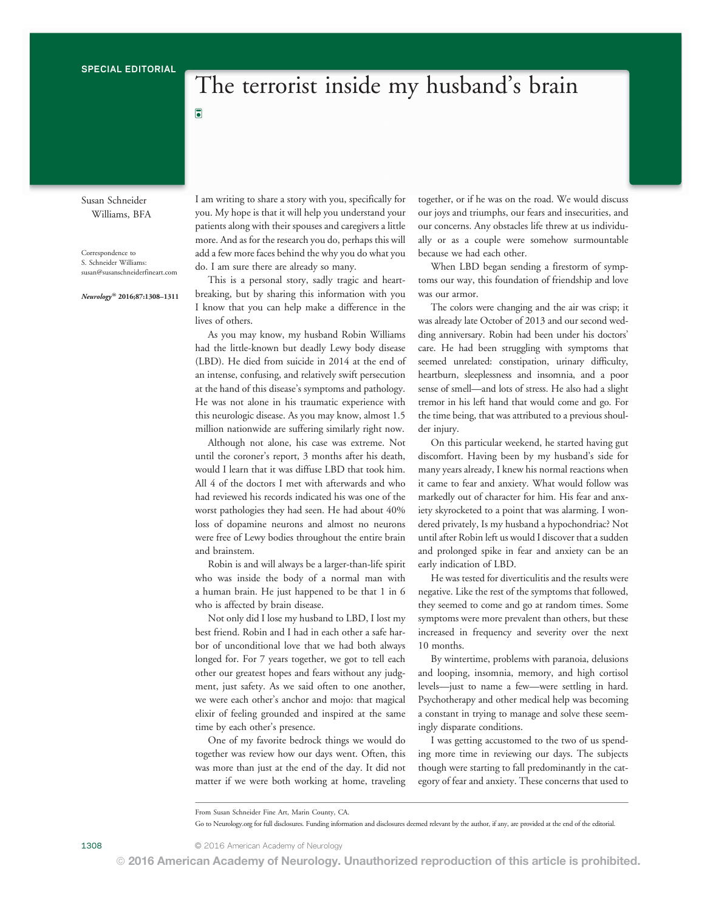SPECIAL EDITORIAL

# The terrorist inside my husband's brain

Susan Schneider Williams, BFA

Correspondence to S. Schneider Williams: susan@susanschneiderfineart.com

*Neurology®* **2016;87:1308–1311**

I am writing to share a story with you, specifically for you. My hope is that it will help you understand your patients along with their spouses and caregivers a little more. And as for the research you do, perhaps this will add a few more faces behind the why you do what you do. I am sure there are already so many.

This is a personal story, sadly tragic and heartbreaking, but by sharing this information with you I know that you can help make a difference in the lives of others.

As you may know, my husband Robin Williams had the little-known but deadly Lewy body disease (LBD). He died from suicide in 2014 at the end of an intense, confusing, and relatively swift persecution at the hand of this disease's symptoms and pathology. He was not alone in his traumatic experience with this neurologic disease. As you may know, almost 1.5 million nationwide are suffering similarly right now.

Although not alone, his case was extreme. Not until the coroner's report, 3 months after his death, would I learn that it was diffuse LBD that took him. All 4 of the doctors I met with afterwards and who had reviewed his records indicated his was one of the worst pathologies they had seen. He had about 40% loss of dopamine neurons and almost no neurons were free of Lewy bodies throughout the entire brain and brainstem.

Robin is and will always be a larger-than-life spirit who was inside the body of a normal man with a human brain. He just happened to be that 1 in 6 who is affected by brain disease.

Not only did I lose my husband to LBD, I lost my best friend. Robin and I had in each other a safe harbor of unconditional love that we had both always longed for. For 7 years together, we got to tell each other our greatest hopes and fears without any judgment, just safety. As we said often to one another, we were each other's anchor and mojo: that magical elixir of feeling grounded and inspired at the same time by each other's presence.

One of my favorite bedrock things we would do together was review how our days went. Often, this was more than just at the end of the day. It did not matter if we were both working at home, traveling together, or if he was on the road. We would discuss our joys and triumphs, our fears and insecurities, and our concerns. Any obstacles life threw at us individually or as a couple were somehow surmountable because we had each other.

When LBD began sending a firestorm of symptoms our way, this foundation of friendship and love was our armor.

The colors were changing and the air was crisp; it was already late October of 2013 and our second wedding anniversary. Robin had been under his doctors' care. He had been struggling with symptoms that seemed unrelated: constipation, urinary difficulty, heartburn, sleeplessness and insomnia, and a poor sense of smell—and lots of stress. He also had a slight tremor in his left hand that would come and go. For the time being, that was attributed to a previous shoulder injury.

On this particular weekend, he started having gut discomfort. Having been by my husband's side for many years already, I knew his normal reactions when it came to fear and anxiety. What would follow was markedly out of character for him. His fear and anxiety skyrocketed to a point that was alarming. I wondered privately, Is my husband a hypochondriac? Not until after Robin left us would I discover that a sudden and prolonged spike in fear and anxiety can be an early indication of LBD.

He was tested for diverticulitis and the results were negative. Like the rest of the symptoms that followed, they seemed to come and go at random times. Some symptoms were more prevalent than others, but these increased in frequency and severity over the next 10 months.

By wintertime, problems with paranoia, delusions and looping, insomnia, memory, and high cortisol levels—just to name a few—were settling in hard. Psychotherapy and other medical help was becoming a constant in trying to manage and solve these seemingly disparate conditions.

I was getting accustomed to the two of us spending more time in reviewing our days. The subjects though were starting to fall predominantly in the category of fear and anxiety. These concerns that used to

From Susan Schneider Fine Art, Marin County, CA.

Go to Neurology.org for full disclosures. Funding information and disclosures deemed relevant by the author, if any, are provided at the end of the editorial.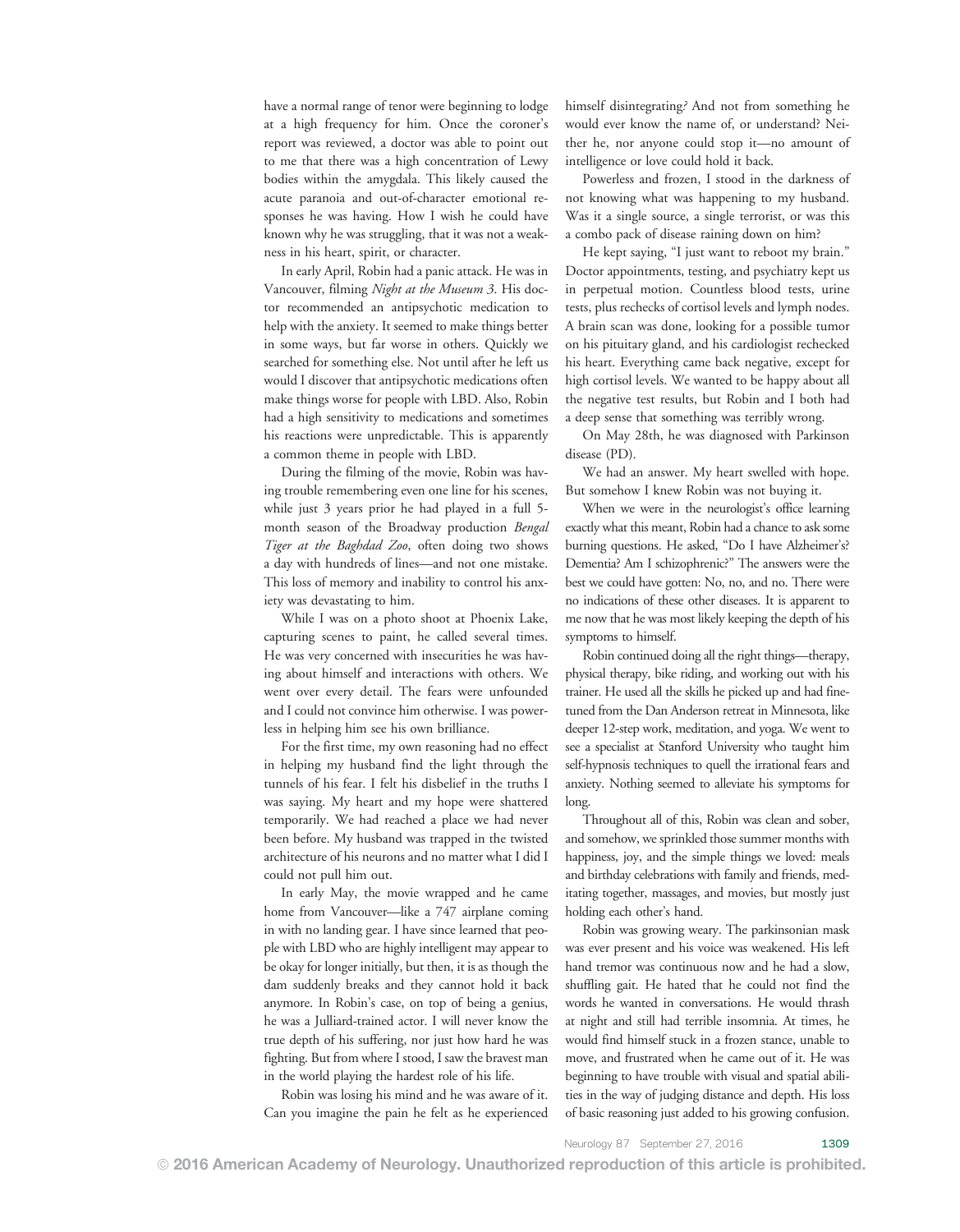have a normal range of tenor were beginning to lodge at a high frequency for him. Once the coroner's report was reviewed, a doctor was able to point out to me that there was a high concentration of Lewy bodies within the amygdala. This likely caused the acute paranoia and out-of-character emotional responses he was having. How I wish he could have known why he was struggling, that it was not a weakness in his heart, spirit, or character.

In early April, Robin had a panic attack. He was in Vancouver, filming *Night at the Museum 3*. His doctor recommended an antipsychotic medication to help with the anxiety. It seemed to make things better in some ways, but far worse in others. Quickly we searched for something else. Not until after he left us would I discover that antipsychotic medications often make things worse for people with LBD. Also, Robin had a high sensitivity to medications and sometimes his reactions were unpredictable. This is apparently a common theme in people with LBD.

During the filming of the movie, Robin was having trouble remembering even one line for his scenes, while just 3 years prior he had played in a full 5-month season of the Broadway production *Bengal Tiger at the Baghdad Zoo*, often doing two shows a day with hundreds of lines—and not one mistake. This loss of memory and inability to control his anxiety was devastating to him.

While I was on a photo shoot at Phoenix Lake, capturing scenes to paint, he called several times. He was very concerned with insecurities he was having about himself and interactions with others. We went over every detail. The fears were unfounded and I could not convince him otherwise. I was powerless in helping him see his own brilliance.

For the first time, my own reasoning had no effect in helping my husband find the light through the tunnels of his fear. I felt his disbelief in the truths I was saying. My heart and my hope were shattered temporarily. We had reached a place we had never been before. My husband was trapped in the twisted architecture of his neurons and no matter what I did I could not pull him out.

In early May, the movie wrapped and he came home from Vancouver—like a 747 airplane coming in with no landing gear. I have since learned that people with LBD who are highly intelligent may appear to be okay for longer initially, but then, it is as though the dam suddenly breaks and they cannot hold it back anymore. In Robin's case, on top of being a genius, he was a Julliard-trained actor. I will never know the true depth of his suffering, nor just how hard he was fighting. But from where I stood, I saw the bravest man in the world playing the hardest role of his life.

Robin was losing his mind and he was aware of it. Can you imagine the pain he felt as he experienced himself disintegrating? And not from something he would ever know the name of, or understand? Neither he, nor anyone could stop it—no amount of intelligence or love could hold it back.

Powerless and frozen, I stood in the darkness of not knowing what was happening to my husband. Was it a single source, a single terrorist, or was this a combo pack of disease raining down on him?

He kept saying, "I just want to reboot my brain." Doctor appointments, testing, and psychiatry kept us in perpetual motion. Countless blood tests, urine tests, plus rechecks of cortisol levels and lymph nodes. A brain scan was done, looking for a possible tumor on his pituitary gland, and his cardiologist rechecked his heart. Everything came back negative, except for high cortisol levels. We wanted to be happy about all the negative test results, but Robin and I both had a deep sense that something was terribly wrong.

On May 28th, he was diagnosed with Parkinson disease (PD).

We had an answer. My heart swelled with hope. But somehow I knew Robin was not buying it.

When we were in the neurologist's office learning exactly what this meant, Robin had a chance to ask some burning questions. He asked, "Do I have Alzheimer's? Dementia? Am I schizophrenic?" The answers were the best we could have gotten: No, no, and no. There were no indications of these other diseases. It is apparent to me now that he was most likely keeping the depth of his symptoms to himself.

Robin continued doing all the right things—therapy, physical therapy, bike riding, and working out with his trainer. He used all the skills he picked up and had fine-tuned from the Dan Anderson retreat in Minnesota, like deeper 12-step work, meditation, and yoga. We went to see a specialist at Stanford University who taught him self-hypnosis techniques to quell the irrational fears and anxiety. Nothing seemed to alleviate his symptoms for long.

Throughout all of this, Robin was clean and sober, and somehow, we sprinkled those summer months with happiness, joy, and the simple things we loved: meals and birthday celebrations with family and friends, meditating together, massages, and movies, but mostly just holding each other's hand.

Robin was growing weary. The parkinsonian mask was ever present and his voice was weakened. His left hand tremor was continuous now and he had a slow, shuffling gait. He hated that he could not find the words he wanted in conversations. He would thrash at night and still had terrible insomnia. At times, he would find himself stuck in a frozen stance, unable to move, and frustrated when he came out of it. He was beginning to have trouble with visual and spatial abilities in the way of judging distance and depth. His loss of basic reasoning just added to his growing confusion.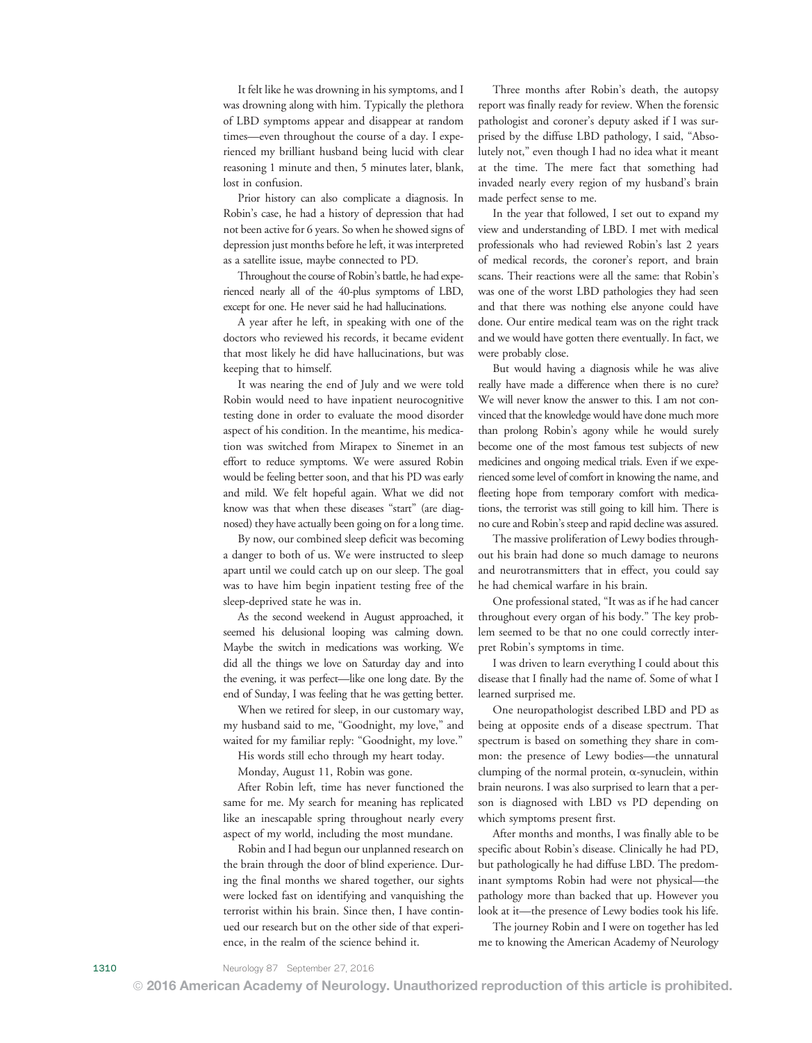It felt like he was drowning in his symptoms, and I was drowning along with him. Typically the plethora of LBD symptoms appear and disappear at random times—even throughout the course of a day. I experienced my brilliant husband being lucid with clear reasoning 1 minute and then, 5 minutes later, blank, lost in confusion.

Prior history can also complicate a diagnosis. In Robin's case, he had a history of depression that had not been active for 6 years. So when he showed signs of depression just months before he left, it was interpreted as a satellite issue, maybe connected to PD.

Throughout the course of Robin's battle, he had experienced nearly all of the 40-plus symptoms of LBD, except for one. He never said he had hallucinations.

A year after he left, in speaking with one of the doctors who reviewed his records, it became evident that most likely he did have hallucinations, but was keeping that to himself.

It was nearing the end of July and we were told Robin would need to have inpatient neurocognitive testing done in order to evaluate the mood disorder aspect of his condition. In the meantime, his medication was switched from Mirapex to Sinemet in an effort to reduce symptoms. We were assured Robin would be feeling better soon, and that his PD was early and mild. We felt hopeful again. What we did not know was that when these diseases "start" (are diagnosed) they have actually been going on for a long time.

By now, our combined sleep deficit was becoming a danger to both of us. We were instructed to sleep apart until we could catch up on our sleep. The goal was to have him begin inpatient testing free of the sleep-deprived state he was in.

As the second weekend in August approached, it seemed his delusional looping was calming down. Maybe the switch in medications was working. We did all the things we love on Saturday day and into the evening, it was perfect—like one long date. By the end of Sunday, I was feeling that he was getting better.

When we retired for sleep, in our customary way, my husband said to me, "Goodnight, my love," and waited for my familiar reply: "Goodnight, my love."

His words still echo through my heart today.

Monday, August 11, Robin was gone.

After Robin left, time has never functioned the same for me. My search for meaning has replicated like an inescapable spring throughout nearly every aspect of my world, including the most mundane.

Robin and I had begun our unplanned research on the brain through the door of blind experience. During the final months we shared together, our sights were locked fast on identifying and vanquishing the terrorist within his brain. Since then, I have continued our research but on the other side of that experience, in the realm of the science behind it.

Three months after Robin's death, the autopsy report was finally ready for review. When the forensic pathologist and coroner's deputy asked if I was surprised by the diffuse LBD pathology, I said, "Absolutely not," even though I had no idea what it meant at the time. The mere fact that something had invaded nearly every region of my husband's brain made perfect sense to me.

In the year that followed, I set out to expand my view and understanding of LBD. I met with medical professionals who had reviewed Robin's last 2 years of medical records, the coroner's report, and brain scans. Their reactions were all the same: that Robin's was one of the worst LBD pathologies they had seen and that there was nothing else anyone could have done. Our entire medical team was on the right track and we would have gotten there eventually. In fact, we were probably close.

But would having a diagnosis while he was alive really have made a difference when there is no cure? We will never know the answer to this. I am not convinced that the knowledge would have done much more than prolong Robin's agony while he would surely become one of the most famous test subjects of new medicines and ongoing medical trials. Even if we experienced some level of comfort in knowing the name, and fleeting hope from temporary comfort with medications, the terrorist was still going to kill him. There is no cure and Robin's steep and rapid decline was assured.

The massive proliferation of Lewy bodies throughout his brain had done so much damage to neurons and neurotransmitters that in effect, you could say he had chemical warfare in his brain.

One professional stated, "It was as if he had cancer throughout every organ of his body." The key problem seemed to be that no one could correctly interpret Robin's symptoms in time.

I was driven to learn everything I could about this disease that I finally had the name of. Some of what I learned surprised me.

One neuropathologist described LBD and PD as being at opposite ends of a disease spectrum. That spectrum is based on something they share in common: the presence of Lewy bodies—the unnatural clumping of the normal protein, α-synuclein, within brain neurons. I was also surprised to learn that a person is diagnosed with LBD vs PD depending on which symptoms present first.

After months and months, I was finally able to be specific about Robin's disease. Clinically he had PD, but pathologically he had diffuse LBD. The predominant symptoms Robin had were not physical—the pathology more than backed that up. However you look at it—the presence of Lewy bodies took his life.

The journey Robin and I were on together has led me to knowing the American Academy of Neurology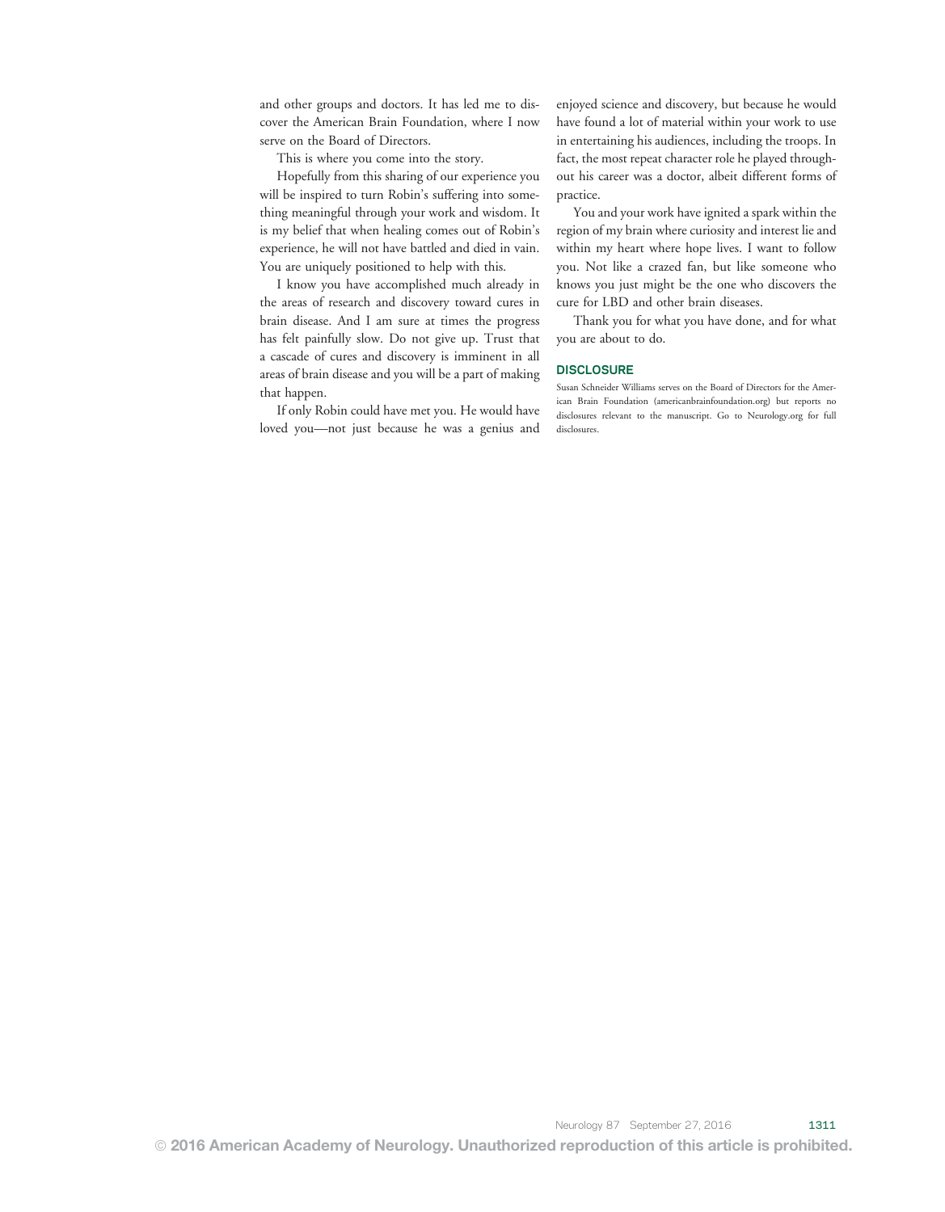and other groups and doctors. It has led me to discover the American Brain Foundation, where I now serve on the Board of Directors.

This is where you come into the story.

Hopefully from this sharing of our experience you will be inspired to turn Robin's suffering into something meaningful through your work and wisdom. It is my belief that when healing comes out of Robin's experience, he will not have battled and died in vain. You are uniquely positioned to help with this.

I know you have accomplished much already in the areas of research and discovery toward cures in brain disease. And I am sure at times the progress has felt painfully slow. Do not give up. Trust that a cascade of cures and discovery is imminent in all areas of brain disease and you will be a part of making that happen.

If only Robin could have met you. He would have loved you—not just because he was a genius and enjoyed science and discovery, but because he would have found a lot of material within your work to use in entertaining his audiences, including the troops. In fact, the most repeat character role he played throughout his career was a doctor, albeit different forms of practice.

You and your work have ignited a spark within the region of my brain where curiosity and interest lie and within my heart where hope lives. I want to follow you. Not like a crazed fan, but like someone who knows you just might be the one who discovers the cure for LBD and other brain diseases.

Thank you for what you have done, and for what you are about to do.

## DISCLOSURE

Susan Schneider Williams serves on the Board of Directors for the American Brain Foundation (americanbrainfoundation.org) but reports no disclosures relevant to the manuscript. Go to Neurology.org for full disclosures.